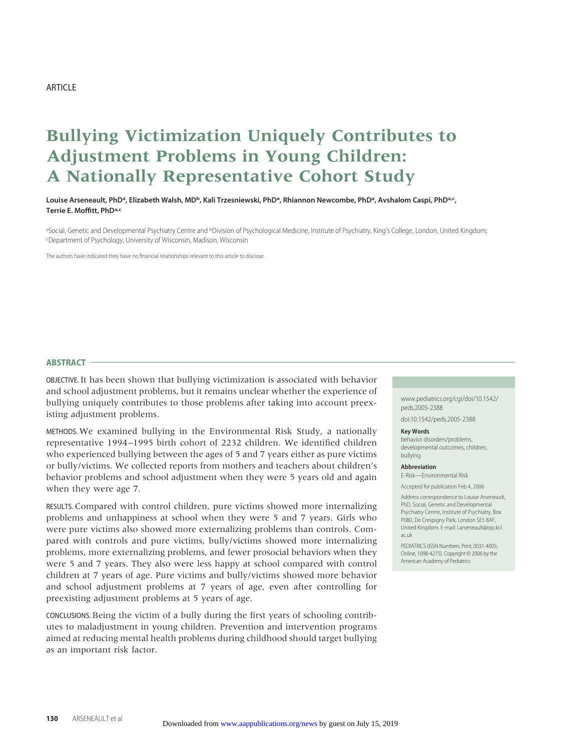ARTICLE

# Bullying Victimization Uniquely Contributes to Adjustment Problems in Young Children: A Nationally Representative Cohort Study

**Louise Arseneault, PhD[a], Elizabeth Walsh, MD[b], Kali Trzesniewski, PhD[a], Rhiannon Newcombe, PhD[a], Avshalom Caspi, PhD[a,c], Terrie E. Moffitt, PhD[a,c]**

[a]Social, Genetic and Developmental Psychiatry Centre and [b]Division of Psychological Medicine, Institute of Psychiatry, King's College, London, United Kingdom; [c]Department of Psychology, University of Wisconsin, Madison, Wisconsin

The authors have indicated they have no financial relationships relevant to this article to disclose.

## ABSTRACT

OBJECTIVE. It has been shown that bullying victimization is associated with behavior and school adjustment problems, but it remains unclear whether the experience of bullying uniquely contributes to those problems after taking into account preexisting adjustment problems.

METHODS. We examined bullying in the Environmental Risk Study, a nationally representative 1994–1995 birth cohort of 2232 children. We identified children who experienced bullying between the ages of 5 and 7 years either as pure victims or bully/victims. We collected reports from mothers and teachers about children's behavior problems and school adjustment when they were 5 years old and again when they were age 7.

RESULTS. Compared with control children, pure victims showed more internalizing problems and unhappiness at school when they were 5 and 7 years. Girls who were pure victims also showed more externalizing problems than controls. Compared with controls and pure victims, bully/victims showed more internalizing problems, more externalizing problems, and fewer prosocial behaviors when they were 5 and 7 years. They also were less happy at school compared with control children at 7 years of age. Pure victims and bully/victims showed more behavior and school adjustment problems at 7 years of age, even after controlling for preexisting adjustment problems at 5 years of age.

CONCLUSIONS. Being the victim of a bully during the first years of schooling contributes to maladjustment in young children. Prevention and intervention programs aimed at reducing mental health problems during childhood should target bullying as an important risk factor.

www.pediatrics.org/cgi/doi/10.1542/peds.2005-2388

doi:10.1542/peds.2005-2388

**Key Words**
behavior disorders/problems, developmental outcomes, children, bullying

**Abbreviation**
E-Risk—Environmental Risk

Accepted for publication Feb 4, 2006

Address correspondence to Louise Arseneault, PhD, Social, Genetic and Developmental Psychiatry Centre, Institute of Psychiatry, Box P080, De Crespigny Park, London SE5 8AF, United Kingdom. E-mail: l.arseneault@iop.kcl.ac.uk

PEDIATRICS (ISSN Numbers: Print, 0031-4005; Online, 1098-4275). Copyright © 2006 by the American Academy of Pediatrics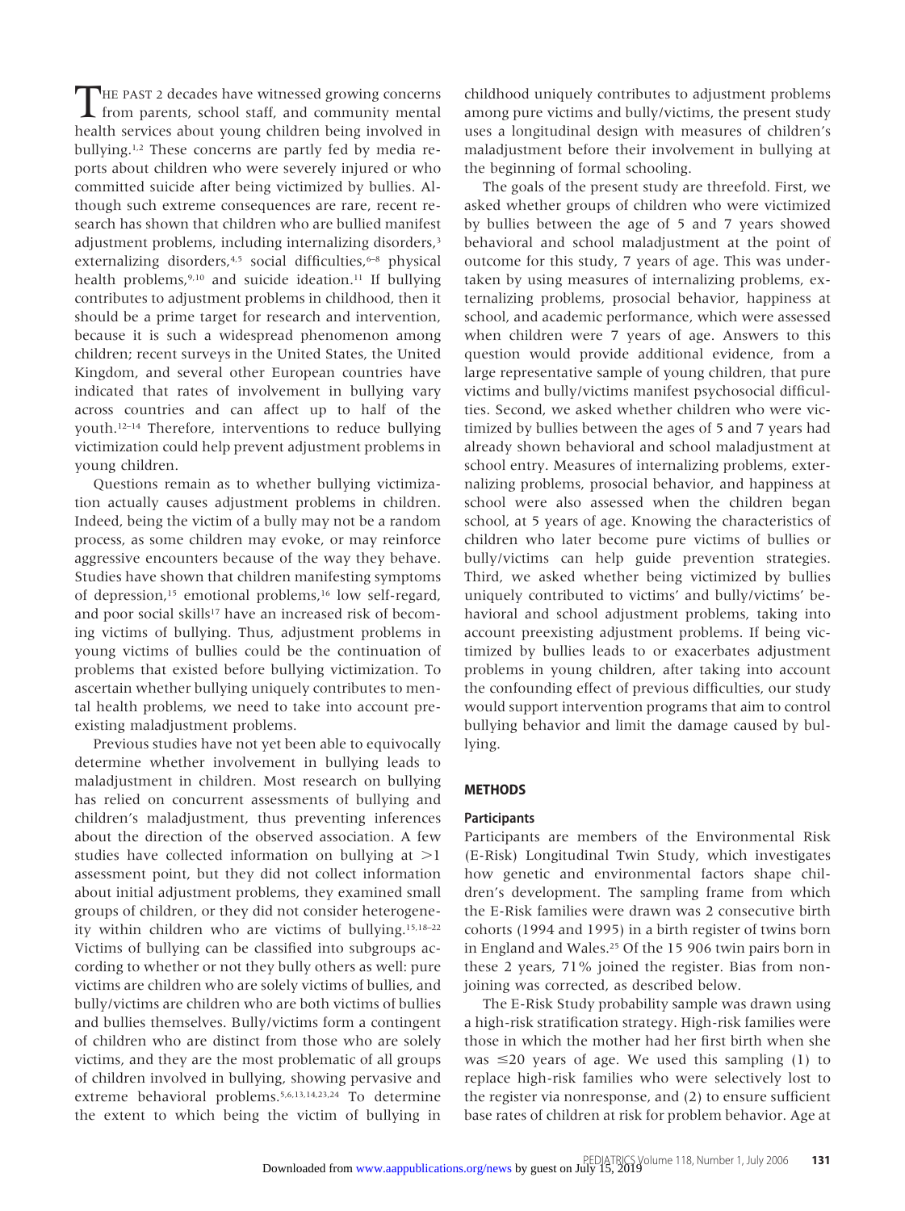THE PAST 2 decades have witnessed growing concerns from parents, school staff, and community mental health services about young children being involved in bullying.[1,2] These concerns are partly fed by media reports about children who were severely injured or who committed suicide after being victimized by bullies. Although such extreme consequences are rare, recent research has shown that children who are bullied manifest adjustment problems, including internalizing disorders,[3] externalizing disorders,[4,5] social difficulties,[6–8] physical health problems,[9,10] and suicide ideation.[11] If bullying contributes to adjustment problems in childhood, then it should be a prime target for research and intervention, because it is such a widespread phenomenon among children; recent surveys in the United States, the United Kingdom, and several other European countries have indicated that rates of involvement in bullying vary across countries and can affect up to half of the youth.[12–14] Therefore, interventions to reduce bullying victimization could help prevent adjustment problems in young children.

Questions remain as to whether bullying victimization actually causes adjustment problems in children. Indeed, being the victim of a bully may not be a random process, as some children may evoke, or may reinforce aggressive encounters because of the way they behave. Studies have shown that children manifesting symptoms of depression,[15] emotional problems,[16] low self-regard, and poor social skills[17] have an increased risk of becoming victims of bullying. Thus, adjustment problems in young victims of bullies could be the continuation of problems that existed before bullying victimization. To ascertain whether bullying uniquely contributes to mental health problems, we need to take into account preexisting maladjustment problems.

Previous studies have not yet been able to equivocally determine whether involvement in bullying leads to maladjustment in children. Most research on bullying has relied on concurrent assessments of bullying and children's maladjustment, thus preventing inferences about the direction of the observed association. A few studies have collected information on bullying at >1 assessment point, but they did not collect information about initial adjustment problems, they examined small groups of children, or they did not consider heterogeneity within children who are victims of bullying.[15,18–22] Victims of bullying can be classified into subgroups according to whether or not they bully others as well: pure victims are children who are solely victims of bullies, and bully/victims are children who are both victims of bullies and bullies themselves. Bully/victims form a contingent of children who are distinct from those who are solely victims, and they are the most problematic of all groups of children involved in bullying, showing pervasive and extreme behavioral problems.[5,6,13,14,23,24] To determine the extent to which being the victim of bullying in childhood uniquely contributes to adjustment problems among pure victims and bully/victims, the present study uses a longitudinal design with measures of children's maladjustment before their involvement in bullying at the beginning of formal schooling.

The goals of the present study are threefold. First, we asked whether groups of children who were victimized by bullies between the age of 5 and 7 years showed behavioral and school maladjustment at the point of outcome for this study, 7 years of age. This was undertaken by using measures of internalizing problems, externalizing problems, prosocial behavior, happiness at school, and academic performance, which were assessed when children were 7 years of age. Answers to this question would provide additional evidence, from a large representative sample of young children, that pure victims and bully/victims manifest psychosocial difficulties. Second, we asked whether children who were victimized by bullies between the ages of 5 and 7 years had already shown behavioral and school maladjustment at school entry. Measures of internalizing problems, externalizing problems, prosocial behavior, and happiness at school were also assessed when the children began school, at 5 years of age. Knowing the characteristics of children who later become pure victims of bullies or bully/victims can help guide prevention strategies. Third, we asked whether being victimized by bullies uniquely contributed to victims' and bully/victims' behavioral and school adjustment problems, taking into account preexisting adjustment problems. If being victimized by bullies leads to or exacerbates adjustment problems in young children, after taking into account the confounding effect of previous difficulties, our study would support intervention programs that aim to control bullying behavior and limit the damage caused by bullying.

## METHODS

### Participants

Participants are members of the Environmental Risk (E-Risk) Longitudinal Twin Study, which investigates how genetic and environmental factors shape children's development. The sampling frame from which the E-Risk families were drawn was 2 consecutive birth cohorts (1994 and 1995) in a birth register of twins born in England and Wales.[25] Of the 15 906 twin pairs born in these 2 years, 71% joined the register. Bias from nonjoining was corrected, as described below.

The E-Risk Study probability sample was drawn using a high-risk stratification strategy. High-risk families were those in which the mother had her first birth when she was ≤20 years of age. We used this sampling (1) to replace high-risk families who were selectively lost to the register via nonresponse, and (2) to ensure sufficient base rates of children at risk for problem behavior. Age at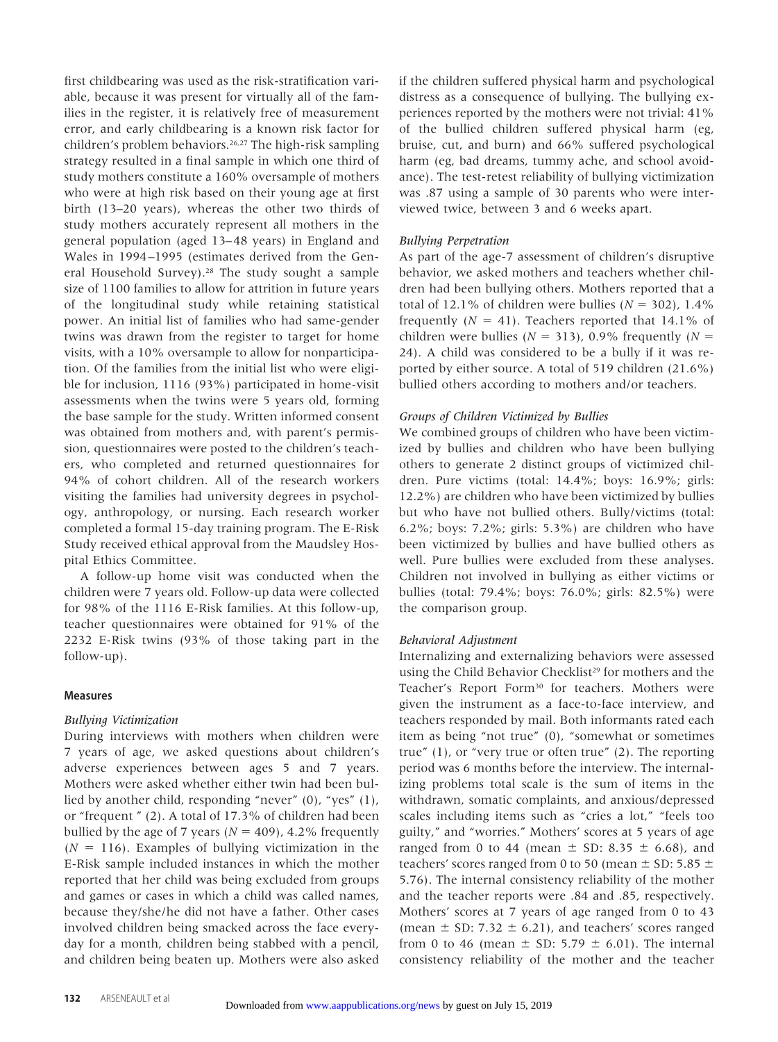first childbearing was used as the risk-stratification variable, because it was present for virtually all of the families in the register, it is relatively free of measurement error, and early childbearing is a known risk factor for children's problem behaviors.[26,27] The high-risk sampling strategy resulted in a final sample in which one third of study mothers constitute a 160% oversample of mothers who were at high risk based on their young age at first birth (13–20 years), whereas the other two thirds of study mothers accurately represent all mothers in the general population (aged 13–48 years) in England and Wales in 1994–1995 (estimates derived from the General Household Survey).[28] The study sought a sample size of 1100 families to allow for attrition in future years of the longitudinal study while retaining statistical power. An initial list of families who had same-gender twins was drawn from the register to target for home visits, with a 10% oversample to allow for nonparticipation. Of the families from the initial list who were eligible for inclusion, 1116 (93%) participated in home-visit assessments when the twins were 5 years old, forming the base sample for the study. Written informed consent was obtained from mothers and, with parent's permission, questionnaires were posted to the children's teachers, who completed and returned questionnaires for 94% of cohort children. All of the research workers visiting the families had university degrees in psychology, anthropology, or nursing. Each research worker completed a formal 15-day training program. The E-Risk Study received ethical approval from the Maudsley Hospital Ethics Committee.

A follow-up home visit was conducted when the children were 7 years old. Follow-up data were collected for 98% of the 1116 E-Risk families. At this follow-up, teacher questionnaires were obtained for 91% of the 2232 E-Risk twins (93% of those taking part in the follow-up).

## Measures

### *Bullying Victimization*

During interviews with mothers when children were 7 years of age, we asked questions about children's adverse experiences between ages 5 and 7 years. Mothers were asked whether either twin had been bullied by another child, responding "never" (0), "yes" (1), or "frequent " (2). A total of 17.3% of children had been bullied by the age of 7 years ($N = 409$), 4.2% frequently ($N = 116$). Examples of bullying victimization in the E-Risk sample included instances in which the mother reported that her child was being excluded from groups and games or cases in which a child was called names, because they/she/he did not have a father. Other cases involved children being smacked across the face everyday for a month, children being stabbed with a pencil, and children being beaten up. Mothers were also asked if the children suffered physical harm and psychological distress as a consequence of bullying. The bullying experiences reported by the mothers were not trivial: 41% of the bullied children suffered physical harm (eg, bruise, cut, and burn) and 66% suffered psychological harm (eg, bad dreams, tummy ache, and school avoidance). The test-retest reliability of bullying victimization was .87 using a sample of 30 parents who were interviewed twice, between 3 and 6 weeks apart.

### *Bullying Perpetration*

As part of the age-7 assessment of children's disruptive behavior, we asked mothers and teachers whether children had been bullying others. Mothers reported that a total of 12.1% of children were bullies ($N = 302$), 1.4% frequently ($N = 41$). Teachers reported that 14.1% of children were bullies ($N = 313$), 0.9% frequently ($N = 24$). A child was considered to be a bully if it was reported by either source. A total of 519 children (21.6%) bullied others according to mothers and/or teachers.

### *Groups of Children Victimized by Bullies*

We combined groups of children who have been victimized by bullies and children who have been bullying others to generate 2 distinct groups of victimized children. Pure victims (total: 14.4%; boys: 16.9%; girls: 12.2%) are children who have been victimized by bullies but who have not bullied others. Bully/victims (total: 6.2%; boys: 7.2%; girls: 5.3%) are children who have been victimized by bullies and have bullied others as well. Pure bullies were excluded from these analyses. Children not involved in bullying as either victims or bullies (total: 79.4%; boys: 76.0%; girls: 82.5%) were the comparison group.

### *Behavioral Adjustment*

Internalizing and externalizing behaviors were assessed using the Child Behavior Checklist[29] for mothers and the Teacher's Report Form[30] for teachers. Mothers were given the instrument as a face-to-face interview, and teachers responded by mail. Both informants rated each item as being "not true" (0), "somewhat or sometimes true" (1), or "very true or often true" (2). The reporting period was 6 months before the interview. The internalizing problems total scale is the sum of items in the withdrawn, somatic complaints, and anxious/depressed scales including items such as "cries a lot," "feels too guilty," and "worries." Mothers' scores at 5 years of age ranged from 0 to 44 (mean ± SD: 8.35 ± 6.68), and teachers' scores ranged from 0 to 50 (mean ± SD: 5.85 ± 5.76). The internal consistency reliability of the mother and the teacher reports were .84 and .85, respectively. Mothers' scores at 7 years of age ranged from 0 to 43 (mean ± SD: 7.32 ± 6.21), and teachers' scores ranged from 0 to 46 (mean ± SD: 5.79 ± 6.01). The internal consistency reliability of the mother and the teacher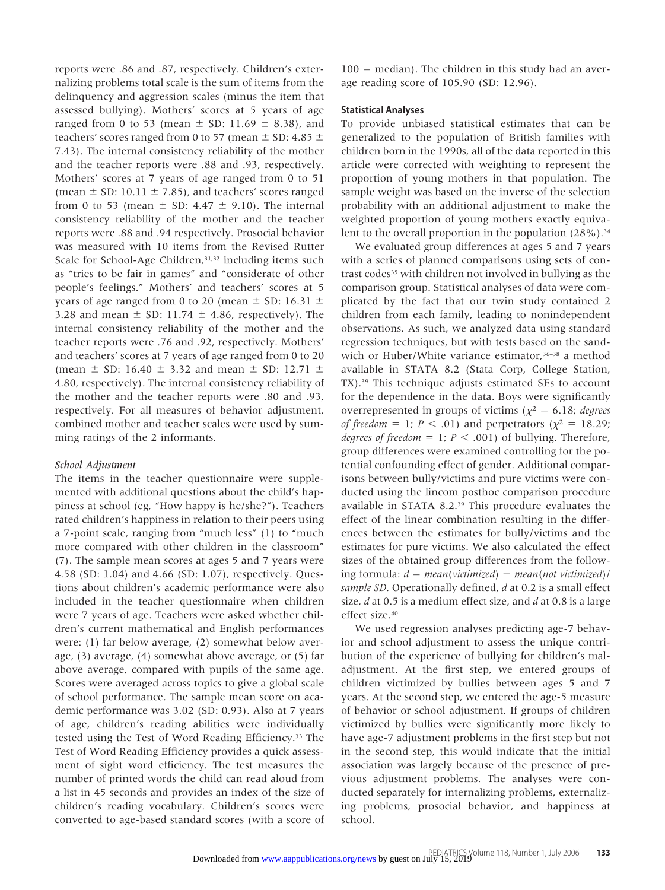reports were .86 and .87, respectively. Children's externalizing problems total scale is the sum of items from the delinquency and aggression scales (minus the item that assessed bullying). Mothers' scores at 5 years of age ranged from 0 to 53 (mean ± SD: 11.69 ± 8.38), and teachers' scores ranged from 0 to 57 (mean ± SD: 4.85 ± 7.43). The internal consistency reliability of the mother and the teacher reports were .88 and .93, respectively. Mothers' scores at 7 years of age ranged from 0 to 51 (mean ± SD: 10.11 ± 7.85), and teachers' scores ranged from 0 to 53 (mean ± SD: 4.47 ± 9.10). The internal consistency reliability of the mother and the teacher reports were .88 and .94 respectively. Prosocial behavior was measured with 10 items from the Revised Rutter Scale for School-Age Children,[31,32] including items such as "tries to be fair in games" and "considerate of other people's feelings." Mothers' and teachers' scores at 5 years of age ranged from 0 to 20 (mean ± SD: 16.31 ± 3.28 and mean ± SD: 11.74 ± 4.86, respectively). The internal consistency reliability of the mother and the teacher reports were .76 and .92, respectively. Mothers' and teachers' scores at 7 years of age ranged from 0 to 20 (mean ± SD: 16.40 ± 3.32 and mean ± SD: 12.71 ± 4.80, respectively). The internal consistency reliability of the mother and the teacher reports were .80 and .93, respectively. For all measures of behavior adjustment, combined mother and teacher scales were used by summing ratings of the 2 informants.

*School Adjustment*

The items in the teacher questionnaire were supplemented with additional questions about the child's happiness at school (eg, "How happy is he/she?"). Teachers rated children's happiness in relation to their peers using a 7-point scale, ranging from "much less" (1) to "much more compared with other children in the classroom" (7). The sample mean scores at ages 5 and 7 years were 4.58 (SD: 1.04) and 4.66 (SD: 1.07), respectively. Questions about children's academic performance were also included in the teacher questionnaire when children were 7 years of age. Teachers were asked whether children's current mathematical and English performances were: (1) far below average, (2) somewhat below average, (3) average, (4) somewhat above average, or (5) far above average, compared with pupils of the same age. Scores were averaged across topics to give a global scale of school performance. The sample mean score on academic performance was 3.02 (SD: 0.93). Also at 7 years of age, children's reading abilities were individually tested using the Test of Word Reading Efficiency.[33] The Test of Word Reading Efficiency provides a quick assessment of sight word efficiency. The test measures the number of printed words the child can read aloud from a list in 45 seconds and provides an index of the size of children's reading vocabulary. Children's scores were converted to age-based standard scores (with a score of 100 = median). The children in this study had an average reading score of 105.90 (SD: 12.96).

**Statistical Analyses**

To provide unbiased statistical estimates that can be generalized to the population of British families with children born in the 1990s, all of the data reported in this article were corrected with weighting to represent the proportion of young mothers in that population. The sample weight was based on the inverse of the selection probability with an additional adjustment to make the weighted proportion of young mothers exactly equivalent to the overall proportion in the population (28%).[34]

We evaluated group differences at ages 5 and 7 years with a series of planned comparisons using sets of contrast codes[35] with children not involved in bullying as the comparison group. Statistical analyses of data were complicated by the fact that our twin study contained 2 children from each family, leading to nonindependent observations. As such, we analyzed data using standard regression techniques, but with tests based on the sandwich or Huber/White variance estimator,[36–38] a method available in STATA 8.2 (Stata Corp, College Station, TX).[39] This technique adjusts estimated SEs to account for the dependence in the data. Boys were significantly overrepresented in groups of victims ($\chi^2 = 6.18$; *degrees of freedom* = 1; $P < .01$) and perpetrators ($\chi^2 = 18.29$; *degrees of freedom* = 1; $P < .001$) of bullying. Therefore, group differences were examined controlling for the potential confounding effect of gender. Additional comparisons between bully/victims and pure victims were conducted using the lincom posthoc comparison procedure available in STATA 8.2.[39] This procedure evaluates the effect of the linear combination resulting in the differences between the estimates for bully/victims and the estimates for pure victims. We also calculated the effect sizes of the obtained group differences from the following formula: $d = mean(victimized) - mean(not\ victimized)/sample\ SD$. Operationally defined, $d$ at 0.2 is a small effect size, $d$ at 0.5 is a medium effect size, and $d$ at 0.8 is a large effect size.[40]

We used regression analyses predicting age-7 behavior and school adjustment to assess the unique contribution of the experience of bullying for children's maladjustment. At the first step, we entered groups of children victimized by bullies between ages 5 and 7 years. At the second step, we entered the age-5 measure of behavior or school adjustment. If groups of children victimized by bullies were significantly more likely to have age-7 adjustment problems in the first step but not in the second step, this would indicate that the initial association was largely because of the presence of previous adjustment problems. The analyses were conducted separately for internalizing problems, externalizing problems, prosocial behavior, and happiness at school.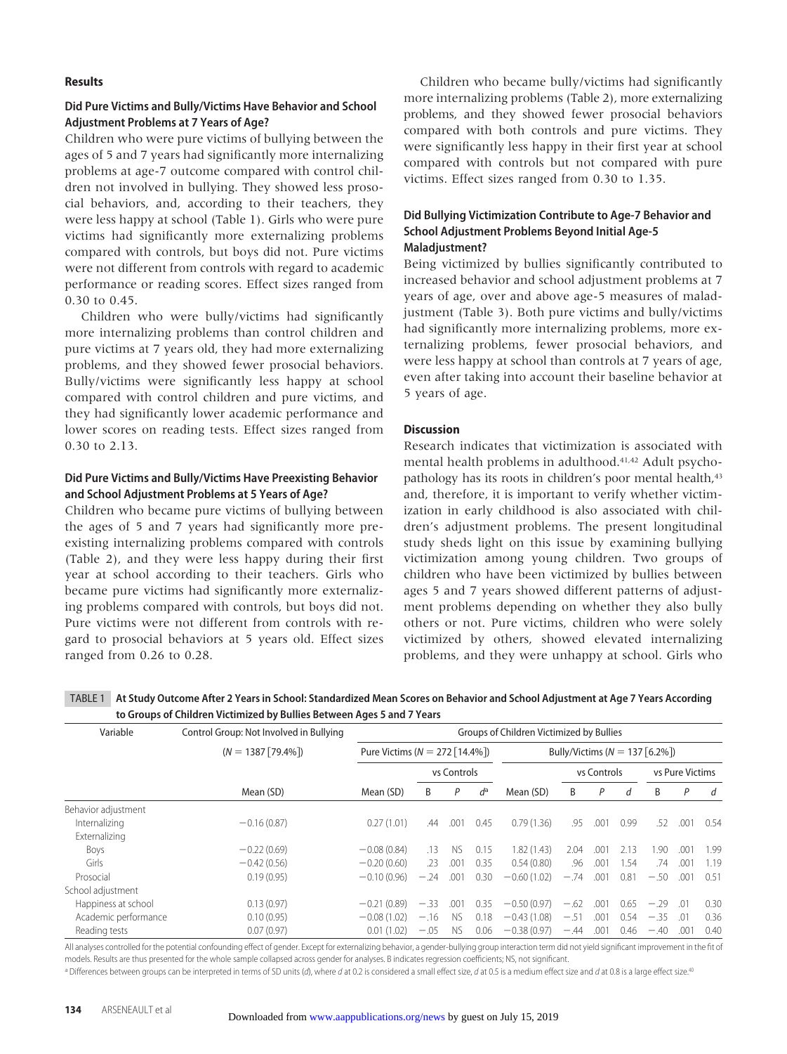## Results

### Did Pure Victims and Bully/Victims Have Behavior and School Adjustment Problems at 7 Years of Age?

Children who were pure victims of bullying between the ages of 5 and 7 years had significantly more internalizing problems at age-7 outcome compared with control children not involved in bullying. They showed less prosocial behaviors, and, according to their teachers, they were less happy at school (Table 1). Girls who were pure victims had significantly more externalizing problems compared with controls, but boys did not. Pure victims were not different from controls with regard to academic performance or reading scores. Effect sizes ranged from 0.30 to 0.45.

Children who were bully/victims had significantly more internalizing problems than control children and pure victims at 7 years old, they had more externalizing problems, and they showed fewer prosocial behaviors. Bully/victims were significantly less happy at school compared with control children and pure victims, and they had significantly lower academic performance and lower scores on reading tests. Effect sizes ranged from 0.30 to 2.13.

### Did Pure Victims and Bully/Victims Have Preexisting Behavior and School Adjustment Problems at 5 Years of Age?

Children who became pure victims of bullying between the ages of 5 and 7 years had significantly more preexisting internalizing problems compared with controls (Table 2), and they were less happy during their first year at school according to their teachers. Girls who became pure victims had significantly more externalizing problems compared with controls, but boys did not. Pure victims were not different from controls with regard to prosocial behaviors at 5 years old. Effect sizes ranged from 0.26 to 0.28.

Children who became bully/victims had significantly more internalizing problems (Table 2), more externalizing problems, and they showed fewer prosocial behaviors compared with both controls and pure victims. They were significantly less happy in their first year at school compared with controls but not compared with pure victims. Effect sizes ranged from 0.30 to 1.35.

### Did Bullying Victimization Contribute to Age-7 Behavior and School Adjustment Problems Beyond Initial Age-5 Maladjustment?

Being victimized by bullies significantly contributed to increased behavior and school adjustment problems at 7 years of age, over and above age-5 measures of maladjustment (Table 3). Both pure victims and bully/victims had significantly more internalizing problems, more externalizing problems, fewer prosocial behaviors, and were less happy at school than controls at 7 years of age, even after taking into account their baseline behavior at 5 years of age.

## Discussion

Research indicates that victimization is associated with mental health problems in adulthood.[41,42] Adult psychopathology has its roots in children's poor mental health,[43] and, therefore, it is important to verify whether victimization in early childhood is also associated with children's adjustment problems. The present longitudinal study sheds light on this issue by examining bullying victimization among young children. Two groups of children who have been victimized by bullies between ages 5 and 7 years showed different patterns of adjustment problems depending on whether they also bully others or not. Pure victims, children who were solely victimized by others, showed elevated internalizing problems, and they were unhappy at school. Girls who

TABLE 1 At Study Outcome After 2 Years in School: Standardized Mean Scores on Behavior and School Adjustment at Age 7 Years According to Groups of Children Victimized by Bullies Between Ages 5 and 7 Years

| Variable | Control Group: Not Involved in Bullying ($N$ = 1387 [79.4%]) | Groups of Children Victimized by Bullies | | | | | | | | | | |
|---|---|---|---|---|---|---|---|---|---|---|---|---|
| | | Pure Victims ($N$ = 272 [14.4%]) | | | | Bully/Victims ($N$ = 137 [6.2%]) | | | | | | |
| | | | vs Controls | | | | vs Controls | | | vs Pure Victims | | |
| | Mean (SD) | Mean (SD) | B | P | $d$[a] | Mean (SD) | B | P | $d$ | B | P | $d$ |
| Behavior adjustment | | | | | | | | | | | | |
| Internalizing | −0.16 (0.87) | 0.27 (1.01) | .44 | .001 | 0.45 | 0.79 (1.36) | .95 | .001 | 0.99 | .52 | .001 | 0.54 |
| Externalizing | | | | | | | | | | | | |
| Boys | −0.22 (0.69) | −0.08 (0.84) | .13 | NS | 0.15 | 1.82 (1.43) | 2.04 | .001 | 2.13 | 1.90 | .001 | 1.99 |
| Girls | −0.42 (0.56) | −0.20 (0.60) | .23 | .001 | 0.35 | 0.54 (0.80) | .96 | .001 | 1.54 | .74 | .001 | 1.19 |
| Prosocial | 0.19 (0.95) | −0.10 (0.96) | −.24 | .001 | 0.30 | −0.60 (1.02) | −.74 | .001 | 0.81 | −.50 | .001 | 0.51 |
| School adjustment | | | | | | | | | | | | |
| Happiness at school | 0.13 (0.97) | −0.21 (0.89) | −.33 | .001 | 0.35 | −0.50 (0.97) | −.62 | .001 | 0.65 | −.29 | .01 | 0.30 |
| Academic performance | 0.10 (0.95) | −0.08 (1.02) | −.16 | NS | 0.18 | −0.43 (1.08) | −.51 | .001 | 0.54 | −.35 | .01 | 0.36 |
| Reading tests | 0.07 (0.97) | 0.01 (1.02) | −.05 | NS | 0.06 | −0.38 (0.97) | −.44 | .001 | 0.46 | −.40 | .001 | 0.40 |

All analyses controlled for the potential confounding effect of gender. Except for externalizing behavior, a gender-bullying group interaction term did not yield significant improvement in the fit of models. Results are thus presented for the whole sample collapsed across gender for analyses. B indicates regression coefficients; NS, not significant.

[a] Differences between groups can be interpreted in terms of SD units ($d$), where $d$ at 0.2 is considered a small effect size, $d$ at 0.5 is a medium effect size and $d$ at 0.8 is a large effect size.[40]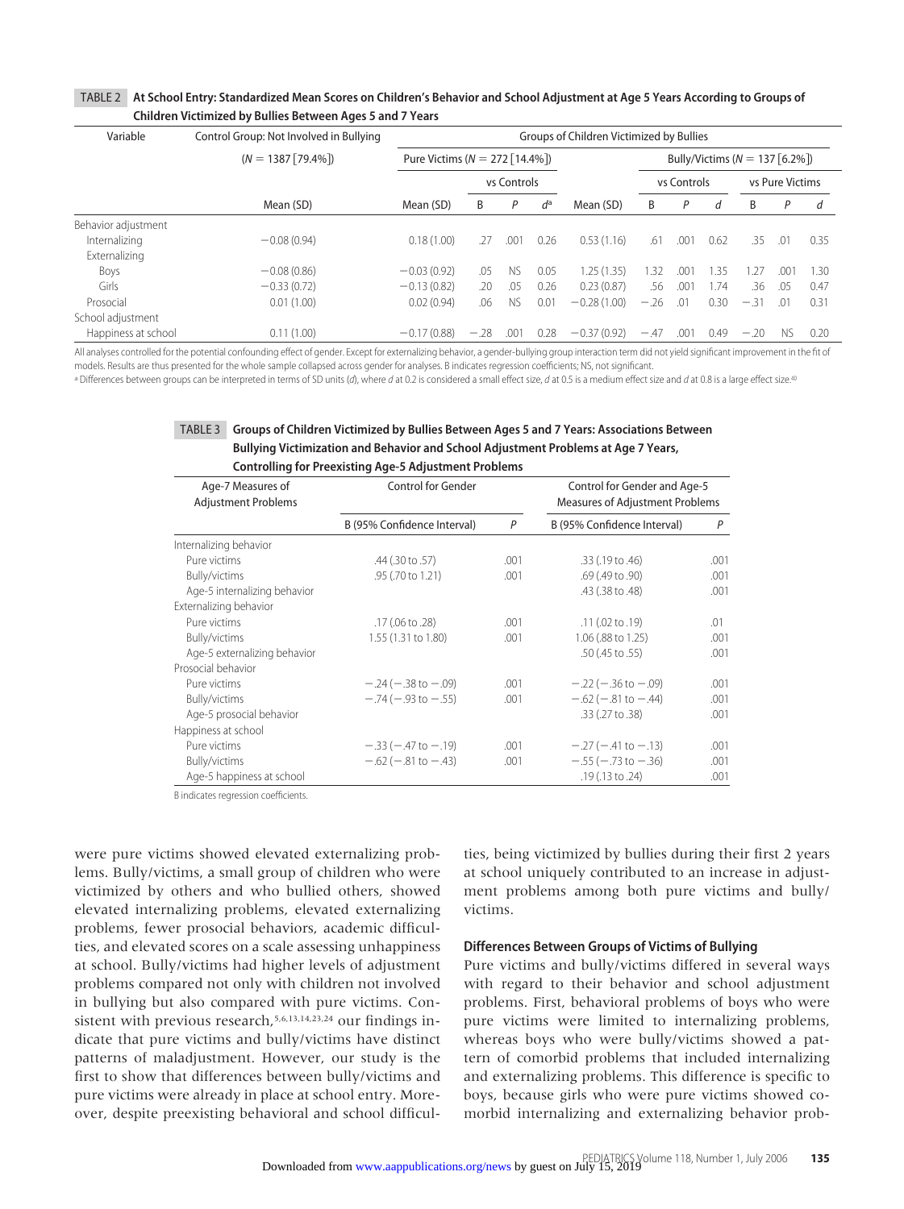**TABLE 2 At School Entry: Standardized Mean Scores on Children's Behavior and School Adjustment at Age 5 Years According to Groups of Children Victimized by Bullies Between Ages 5 and 7 Years**

| Variable | Control Group: Not Involved in Bullying (N = 1387 [79.4%]) | Pure Victims (N = 272 [14.4%]) | | | | Bully/Victims (N = 137 [6.2%]) | | | | | | |
|---|---|---|---|---|---|---|---|---|---|---|---|---|
| | | | vs Controls | | | | vs Controls | | | vs Pure Victims | | |
| | Mean (SD) | Mean (SD) | B | P | d[a] | Mean (SD) | B | P | d | B | P | d |
| Behavior adjustment | | | | | | | | | | | | |
| Internalizing | −0.08 (0.94) | 0.18 (1.00) | .27 | .001 | 0.26 | 0.53 (1.16) | .61 | .001 | 0.62 | .35 | .01 | 0.35 |
| Externalizing | | | | | | | | | | | | |
| Boys | −0.08 (0.86) | −0.03 (0.92) | .05 | NS | 0.05 | 1.25 (1.35) | 1.32 | .001 | 1.35 | 1.27 | .001 | 1.30 |
| Girls | −0.33 (0.72) | −0.13 (0.82) | .20 | .05 | 0.26 | 0.23 (0.87) | .56 | .001 | 1.74 | .36 | .05 | 0.47 |
| Prosocial | 0.01 (1.00) | 0.02 (0.94) | .06 | NS | 0.01 | −0.28 (1.00) | −.26 | .01 | 0.30 | −.31 | .01 | 0.31 |
| School adjustment | | | | | | | | | | | | |
| Happiness at school | 0.11 (1.00) | −0.17 (0.88) | −.28 | .001 | 0.28 | −0.37 (0.92) | −.47 | .001 | 0.49 | −.20 | NS | 0.20 |

All analyses controlled for the potential confounding effect of gender. Except for externalizing behavior, a gender-bullying group interaction term did not yield significant improvement in the fit of models. Results are thus presented for the whole sample collapsed across gender for analyses. B indicates regression coefficients; NS, not significant.

[a] Differences between groups can be interpreted in terms of SD units (d), where d at 0.2 is considered a small effect size, d at 0.5 is a medium effect size and d at 0.8 is a large effect size.[40]

**TABLE 3 Groups of Children Victimized by Bullies Between Ages 5 and 7 Years: Associations Between Bullying Victimization and Behavior and School Adjustment Problems at Age 7 Years, Controlling for Preexisting Age-5 Adjustment Problems**

| Age-7 Measures of Adjustment Problems | Control for Gender | | Control for Gender and Age-5 Measures of Adjustment Problems | |
|---|---|---|---|---|
| | B (95% Confidence Interval) | P | B (95% Confidence Interval) | P |
| Internalizing behavior | | | | |
| Pure victims | .44 (.30 to .57) | .001 | .33 (.19 to .46) | .001 |
| Bully/victims | .95 (.70 to 1.21) | .001 | .69 (.49 to .90) | .001 |
| Age-5 internalizing behavior | | | .43 (.38 to .48) | .001 |
| Externalizing behavior | | | | |
| Pure victims | .17 (.06 to .28) | .001 | .11 (.02 to .19) | .01 |
| Bully/victims | 1.55 (1.31 to 1.80) | .001 | 1.06 (.88 to 1.25) | .001 |
| Age-5 externalizing behavior | | | .50 (.45 to .55) | .001 |
| Prosocial behavior | | | | |
| Pure victims | −.24 (−.38 to −.09) | .001 | −.22 (−.36 to −.09) | .001 |
| Bully/victims | −.74 (−.93 to −.55) | .001 | −.62 (−.81 to −.44) | .001 |
| Age-5 prosocial behavior | | | .33 (.27 to .38) | .001 |
| Happiness at school | | | | |
| Pure victims | −.33 (−.47 to −.19) | .001 | −.27 (−.41 to −.13) | .001 |
| Bully/victims | −.62 (−.81 to −.43) | .001 | −.55 (−.73 to −.36) | .001 |
| Age-5 happiness at school | | | .19 (.13 to .24) | .001 |

B indicates regression coefficients.

were pure victims showed elevated externalizing problems. Bully/victims, a small group of children who were victimized by others and who bullied others, showed elevated internalizing problems, elevated externalizing problems, fewer prosocial behaviors, academic difficulties, and elevated scores on a scale assessing unhappiness at school. Bully/victims had higher levels of adjustment problems compared not only with children not involved in bullying but also compared with pure victims. Consistent with previous research,[5,6,13,14,23,24] our findings indicate that pure victims and bully/victims have distinct patterns of maladjustment. However, our study is the first to show that differences between bully/victims and pure victims were already in place at school entry. Moreover, despite preexisting behavioral and school difficulties, being victimized by bullies during their first 2 years at school uniquely contributed to an increase in adjustment problems among both pure victims and bully/victims.

### Differences Between Groups of Victims of Bullying

Pure victims and bully/victims differed in several ways with regard to their behavior and school adjustment problems. First, behavioral problems of boys who were pure victims were limited to internalizing problems, whereas boys who were bully/victims showed a pattern of comorbid problems that included internalizing and externalizing problems. This difference is specific to boys, because girls who were pure victims showed comorbid internalizing and externalizing behavior prob-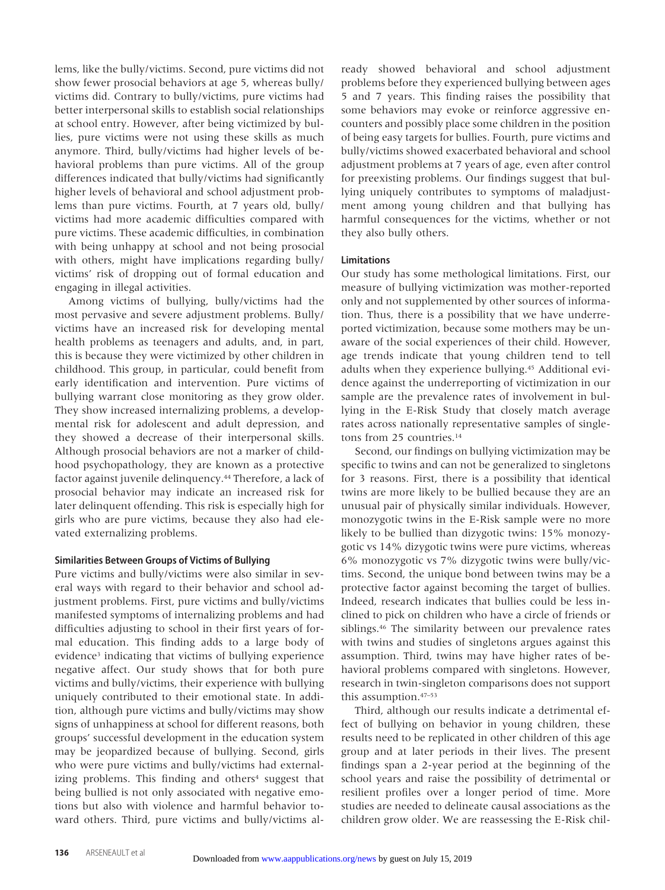lems, like the bully/victims. Second, pure victims did not show fewer prosocial behaviors at age 5, whereas bully/victims did. Contrary to bully/victims, pure victims had better interpersonal skills to establish social relationships at school entry. However, after being victimized by bullies, pure victims were not using these skills as much anymore. Third, bully/victims had higher levels of behavioral problems than pure victims. All of the group differences indicated that bully/victims had significantly higher levels of behavioral and school adjustment problems than pure victims. Fourth, at 7 years old, bully/victims had more academic difficulties compared with pure victims. These academic difficulties, in combination with being unhappy at school and not being prosocial with others, might have implications regarding bully/victims' risk of dropping out of formal education and engaging in illegal activities.

Among victims of bullying, bully/victims had the most pervasive and severe adjustment problems. Bully/victims have an increased risk for developing mental health problems as teenagers and adults, and, in part, this is because they were victimized by other children in childhood. This group, in particular, could benefit from early identification and intervention. Pure victims of bullying warrant close monitoring as they grow older. They show increased internalizing problems, a developmental risk for adolescent and adult depression, and they showed a decrease of their interpersonal skills. Although prosocial behaviors are not a marker of childhood psychopathology, they are known as a protective factor against juvenile delinquency.[44] Therefore, a lack of prosocial behavior may indicate an increased risk for later delinquent offending. This risk is especially high for girls who are pure victims, because they also had elevated externalizing problems.

### Similarities Between Groups of Victims of Bullying

Pure victims and bully/victims were also similar in several ways with regard to their behavior and school adjustment problems. First, pure victims and bully/victims manifested symptoms of internalizing problems and had difficulties adjusting to school in their first years of formal education. This finding adds to a large body of evidence[3] indicating that victims of bullying experience negative affect. Our study shows that for both pure victims and bully/victims, their experience with bullying uniquely contributed to their emotional state. In addition, although pure victims and bully/victims may show signs of unhappiness at school for different reasons, both groups' successful development in the education system may be jeopardized because of bullying. Second, girls who were pure victims and bully/victims had externalizing problems. This finding and others[4] suggest that being bullied is not only associated with negative emotions but also with violence and harmful behavior toward others. Third, pure victims and bully/victims already showed behavioral and school adjustment problems before they experienced bullying between ages 5 and 7 years. This finding raises the possibility that some behaviors may evoke or reinforce aggressive encounters and possibly place some children in the position of being easy targets for bullies. Fourth, pure victims and bully/victims showed exacerbated behavioral and school adjustment problems at 7 years of age, even after control for preexisting problems. Our findings suggest that bullying uniquely contributes to symptoms of maladjustment among young children and that bullying has harmful consequences for the victims, whether or not they also bully others.

### Limitations

Our study has some methological limitations. First, our measure of bullying victimization was mother-reported only and not supplemented by other sources of information. Thus, there is a possibility that we have underreported victimization, because some mothers may be unaware of the social experiences of their child. However, age trends indicate that young children tend to tell adults when they experience bullying.[45] Additional evidence against the underreporting of victimization in our sample are the prevalence rates of involvement in bullying in the E-Risk Study that closely match average rates across nationally representative samples of singletons from 25 countries.[14]

Second, our findings on bullying victimization may be specific to twins and can not be generalized to singletons for 3 reasons. First, there is a possibility that identical twins are more likely to be bullied because they are an unusual pair of physically similar individuals. However, monozygotic twins in the E-Risk sample were no more likely to be bullied than dizygotic twins: 15% monozygotic vs 14% dizygotic twins were pure victims, whereas 6% monozygotic vs 7% dizygotic twins were bully/victims. Second, the unique bond between twins may be a protective factor against becoming the target of bullies. Indeed, research indicates that bullies could be less inclined to pick on children who have a circle of friends or siblings.[46] The similarity between our prevalence rates with twins and studies of singletons argues against this assumption. Third, twins may have higher rates of behavioral problems compared with singletons. However, research in twin-singleton comparisons does not support this assumption.[47–53]

Third, although our results indicate a detrimental effect of bullying on behavior in young children, these results need to be replicated in other children of this age group and at later periods in their lives. The present findings span a 2-year period at the beginning of the school years and raise the possibility of detrimental or resilient profiles over a longer period of time. More studies are needed to delineate causal associations as the children grow older. We are reassessing the E-Risk chil-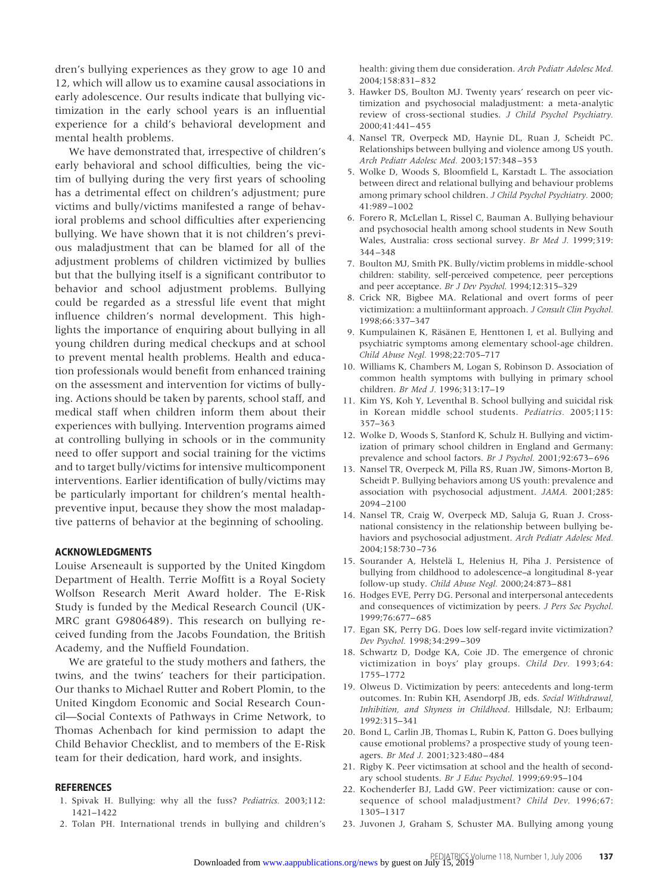dren's bullying experiences as they grow to age 10 and 12, which will allow us to examine causal associations in early adolescence. Our results indicate that bullying victimization in the early school years is an influential experience for a child's behavioral development and mental health problems.

We have demonstrated that, irrespective of children's early behavioral and school difficulties, being the victim of bullying during the very first years of schooling has a detrimental effect on children's adjustment; pure victims and bully/victims manifested a range of behavioral problems and school difficulties after experiencing bullying. We have shown that it is not children's previous maladjustment that can be blamed for all of the adjustment problems of children victimized by bullies but that the bullying itself is a significant contributor to behavior and school adjustment problems. Bullying could be regarded as a stressful life event that might influence children's normal development. This highlights the importance of enquiring about bullying in all young children during medical checkups and at school to prevent mental health problems. Health and education professionals would benefit from enhanced training on the assessment and intervention for victims of bullying. Actions should be taken by parents, school staff, and medical staff when children inform them about their experiences with bullying. Intervention programs aimed at controlling bullying in schools or in the community need to offer support and social training for the victims and to target bully/victims for intensive multicomponent interventions. Earlier identification of bully/victims may be particularly important for children's mental health-preventive input, because they show the most maladaptive patterns of behavior at the beginning of schooling.

## ACKNOWLEDGMENTS

Louise Arseneault is supported by the United Kingdom Department of Health. Terrie Moffitt is a Royal Society Wolfson Research Merit Award holder. The E-Risk Study is funded by the Medical Research Council (UK-MRC grant G9806489). This research on bullying received funding from the Jacobs Foundation, the British Academy, and the Nuffield Foundation.

We are grateful to the study mothers and fathers, the twins, and the twins' teachers for their participation. Our thanks to Michael Rutter and Robert Plomin, to the United Kingdom Economic and Social Research Council—Social Contexts of Pathways in Crime Network, to Thomas Achenbach for kind permission to adapt the Child Behavior Checklist, and to members of the E-Risk team for their dedication, hard work, and insights.

## REFERENCES

1. Spivak H. Bullying: why all the fuss? *Pediatrics.* 2003;112:1421–1422
2. Tolan PH. International trends in bullying and children's health: giving them due consideration. *Arch Pediatr Adolesc Med.* 2004;158:831–832
3. Hawker DS, Boulton MJ. Twenty years' research on peer victimization and psychosocial maladjustment: a meta-analytic review of cross-sectional studies. *J Child Psychol Psychiatry.* 2000;41:441–455
4. Nansel TR, Overpeck MD, Haynie DL, Ruan J, Scheidt PC. Relationships between bullying and violence among US youth. *Arch Pediatr Adolesc Med.* 2003;157:348–353
5. Wolke D, Woods S, Bloomfield L, Karstadt L. The association between direct and relational bullying and behaviour problems among primary school children. *J Child Psychol Psychiatry.* 2000;41:989–1002
6. Forero R, McLellan L, Rissel C, Bauman A. Bullying behaviour and psychosocial health among school students in New South Wales, Australia: cross sectional survey. *Br Med J.* 1999;319:344–348
7. Boulton MJ, Smith PK. Bully/victim problems in middle-school children: stability, self-perceived competence, peer perceptions and peer acceptance. *Br J Dev Psychol.* 1994;12:315–329
8. Crick NR, Bigbee MA. Relational and overt forms of peer victimization: a multiinformant approach. *J Consult Clin Psychol.* 1998;66:337–347
9. Kumpulainen K, Räsänen E, Henttonen I, et al. Bullying and psychiatric symptoms among elementary school-age children. *Child Abuse Negl.* 1998;22:705–717
10. Williams K, Chambers M, Logan S, Robinson D. Association of common health symptoms with bullying in primary school children. *Br Med J.* 1996;313:17–19
11. Kim YS, Koh Y, Leventhal B. School bullying and suicidal risk in Korean middle school students. *Pediatrics.* 2005;115:357–363
12. Wolke D, Woods S, Stanford K, Schulz H. Bullying and victimization of primary school children in England and Germany: prevalence and school factors. *Br J Psychol.* 2001;92:673–696
13. Nansel TR, Overpeck M, Pilla RS, Ruan JW, Simons-Morton B, Scheidt P. Bullying behaviors among US youth: prevalence and association with psychosocial adjustment. *JAMA.* 2001;285:2094–2100
14. Nansel TR, Craig W, Overpeck MD, Saluja G, Ruan J. Cross-national consistency in the relationship between bullying behaviors and psychosocial adjustment. *Arch Pediatr Adolesc Med.* 2004;158:730–736
15. Sourander A, Helstelä L, Helenius H, Piha J. Persistence of bullying from childhood to adolescence–a longitudinal 8-year follow-up study. *Child Abuse Negl.* 2000;24:873–881
16. Hodges EVE, Perry DG. Personal and interpersonal antecedents and consequences of victimization by peers. *J Pers Soc Psychol.* 1999;76:677–685
17. Egan SK, Perry DG. Does low self-regard invite victimization? *Dev Psychol.* 1998;34:299–309
18. Schwartz D, Dodge KA, Coie JD. The emergence of chronic victimization in boys' play groups. *Child Dev.* 1993;64:1755–1772
19. Olweus D. Victimization by peers: antecedents and long-term outcomes. In: Rubin KH, Asendorpf JB, eds. *Social Withdrawal, Inhibition, and Shyness in Childhood*. Hillsdale, NJ: Erlbaum; 1992:315–341
20. Bond L, Carlin JB, Thomas L, Rubin K, Patton G. Does bullying cause emotional problems? a prospective study of young teenagers. *Br Med J.* 2001;323:480–484
21. Rigby K. Peer victimsation at school and the health of secondary school students. *Br J Educ Psychol.* 1999;69:95–104
22. Kochenderfer BJ, Ladd GW. Peer victimization: cause or consequence of school maladjustment? *Child Dev.* 1996;67:1305–1317
23. Juvonen J, Graham S, Schuster MA. Bullying among young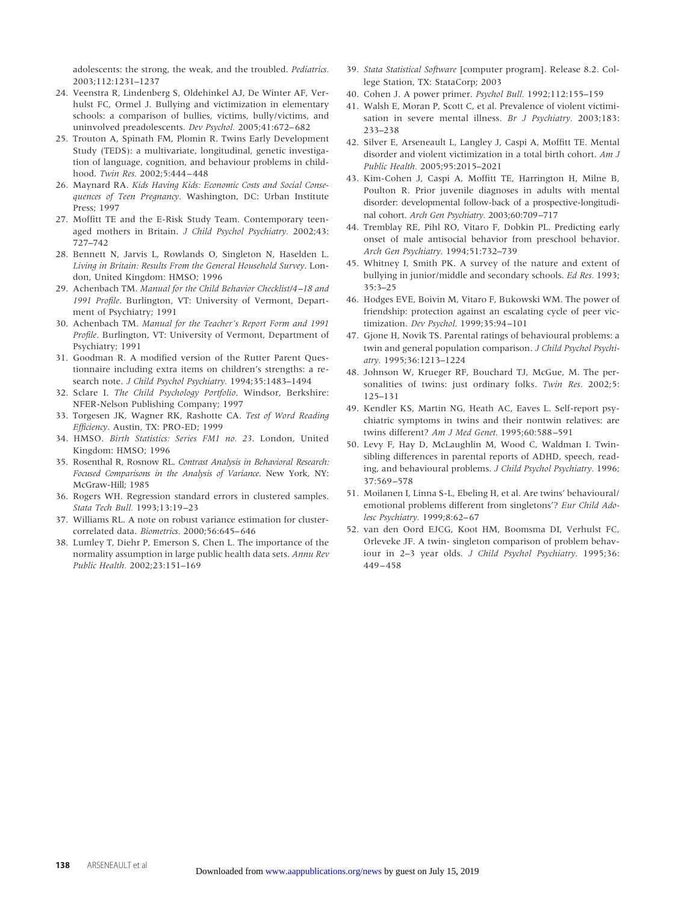adolescents: the strong, the weak, and the troubled. *Pediatrics.* 2003;112:1231–1237

24. Veenstra R, Lindenberg S, Oldehinkel AJ, De Winter AF, Verhulst FC, Ormel J. Bullying and victimization in elementary schools: a comparison of bullies, victims, bully/victims, and uninvolved preadolescents. *Dev Psychol.* 2005;41:672–682
25. Trouton A, Spinath FM, Plomin R. Twins Early Development Study (TEDS): a multivariate, longitudinal, genetic investigation of language, cognition, and behaviour problems in childhood. *Twin Res.* 2002;5:444–448
26. Maynard RA. *Kids Having Kids: Economic Costs and Social Consequences of Teen Pregnancy*. Washington, DC: Urban Institute Press; 1997
27. Moffitt TE and the E-Risk Study Team. Contemporary teenaged mothers in Britain. *J Child Psychol Psychiatry.* 2002;43:727–742
28. Bennett N, Jarvis L, Rowlands O, Singleton N, Haselden L. *Living in Britain: Results From the General Household Survey*. London, United Kingdom: HMSO; 1996
29. Achenbach TM. *Manual for the Child Behavior Checklist/4–18 and 1991 Profile*. Burlington, VT: University of Vermont, Department of Psychiatry; 1991
30. Achenbach TM. *Manual for the Teacher's Report Form and 1991 Profile*. Burlington, VT: University of Vermont, Department of Psychiatry; 1991
31. Goodman R. A modified version of the Rutter Parent Questionnaire including extra items on children's strengths: a research note. *J Child Psychol Psychiatry.* 1994;35:1483–1494
32. Sclare I. *The Child Psychology Portfolio*. Windsor, Berkshire: NFER-Nelson Publishing Company; 1997
33. Torgesen JK, Wagner RK, Rashotte CA. *Test of Word Reading Efficiency*. Austin, TX: PRO-ED; 1999
34. HMSO. *Birth Statistics: Series FM1 no. 23*. London, United Kingdom: HMSO; 1996
35. Rosenthal R, Rosnow RL. *Contrast Analysis in Behavioral Research: Focused Comparisons in the Analysis of Variance*. New York, NY: McGraw-Hill; 1985
36. Rogers WH. Regression standard errors in clustered samples. *Stata Tech Bull.* 1993;13:19–23
37. Williams RL. A note on robust variance estimation for cluster-correlated data. *Biometrics.* 2000;56:645–646
38. Lumley T, Diehr P, Emerson S, Chen L. The importance of the normality assumption in large public health data sets. *Annu Rev Public Health.* 2002;23:151–169
39. *Stata Statistical Software* [computer program]. Release 8.2. College Station, TX: StataCorp; 2003
40. Cohen J. A power primer. *Psychol Bull.* 1992;112:155–159
41. Walsh E, Moran P, Scott C, et al. Prevalence of violent victimisation in severe mental illness. *Br J Psychiatry.* 2003;183:233–238
42. Silver E, Arseneault L, Langley J, Caspi A, Moffitt TE. Mental disorder and violent victimization in a total birth cohort. *Am J Public Health.* 2005;95:2015–2021
43. Kim-Cohen J, Caspi A, Moffitt TE, Harrington H, Milne B, Poulton R. Prior juvenile diagnoses in adults with mental disorder: developmental follow-back of a prospective-longitudinal cohort. *Arch Gen Psychiatry.* 2003;60:709–717
44. Tremblay RE, Pihl RO, Vitaro F, Dobkin PL. Predicting early onset of male antisocial behavior from preschool behavior. *Arch Gen Psychiatry.* 1994;51:732–739
45. Whitney I, Smith PK. A survey of the nature and extent of bullying in junior/middle and secondary schools. *Ed Res.* 1993;35:3–25
46. Hodges EVE, Boivin M, Vitaro F, Bukowski WM. The power of friendship: protection against an escalating cycle of peer victimization. *Dev Psychol.* 1999;35:94–101
47. Gjone H, Novik TS. Parental ratings of behavioural problems: a twin and general population comparison. *J Child Psychol Psychiatry.* 1995;36:1213–1224
48. Johnson W, Krueger RF, Bouchard TJ, McGue, M. The personalities of twins: just ordinary folks. *Twin Res.* 2002;5:125–131
49. Kendler KS, Martin NG, Heath AC, Eaves L. Self-report psychiatric symptoms in twins and their nontwin relatives: are twins different? *Am J Med Genet.* 1995;60:588–591
50. Levy F, Hay D, McLaughlin M, Wood C, Waldman I. Twin-sibling differences in parental reports of ADHD, speech, reading, and behavioural problems. *J Child Psychol Psychiatry.* 1996;37:569–578
51. Moilanen I, Linna S-L, Ebeling H, et al. Are twins' behavioural/emotional problems different from singletons'? *Eur Child Adolesc Psychiatry.* 1999;8:62–67
52. van den Oord EJCG, Koot HM, Boomsma DI, Verhulst FC, Orleveke JF. A twin- singleton comparison of problem behaviour in 2–3 year olds. *J Child Psychol Psychiatry.* 1995;36:449–458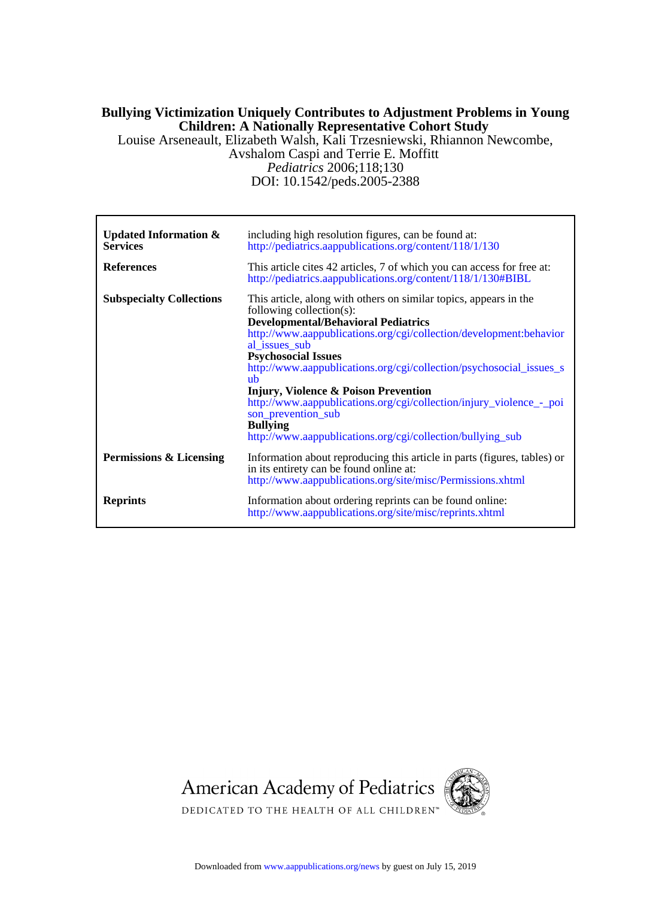**Bullying Victimization Uniquely Contributes to Adjustment Problems in Young Children: A Nationally Representative Cohort Study**

Louise Arseneault, Elizabeth Walsh, Kali Trzesniewski, Rhiannon Newcombe, Avshalom Caspi and Terrie E. Moffitt

*Pediatrics* 2006;118;130

DOI: 10.1542/peds.2005-2388

| | |
|---|---|
| **Updated Information & Services** | including high resolution figures, can be found at: http://pediatrics.aappublications.org/content/118/1/130 |
| **References** | This article cites 42 articles, 7 of which you can access for free at: http://pediatrics.aappublications.org/content/118/1/130#BIBL |
| **Subspecialty Collections** | This article, along with others on similar topics, appears in the following collection(s): **Developmental/Behavioral Pediatrics** http://www.aappublications.org/cgi/collection/development:behavioral_issues_sub **Psychosocial Issues** http://www.aappublications.org/cgi/collection/psychosocial_issues_sub **Injury, Violence & Poison Prevention** http://www.aappublications.org/cgi/collection/injury_violence_-_poison_prevention_sub **Bullying** http://www.aappublications.org/cgi/collection/bullying_sub |
| **Permissions & Licensing** | Information about reproducing this article in parts (figures, tables) or in its entirety can be found online at: http://www.aappublications.org/site/misc/Permissions.xhtml |
| **Reprints** | Information about ordering reprints can be found online: http://www.aappublications.org/site/misc/reprints.xhtml |

American Academy of Pediatrics

DEDICATED TO THE HEALTH OF ALL CHILDREN™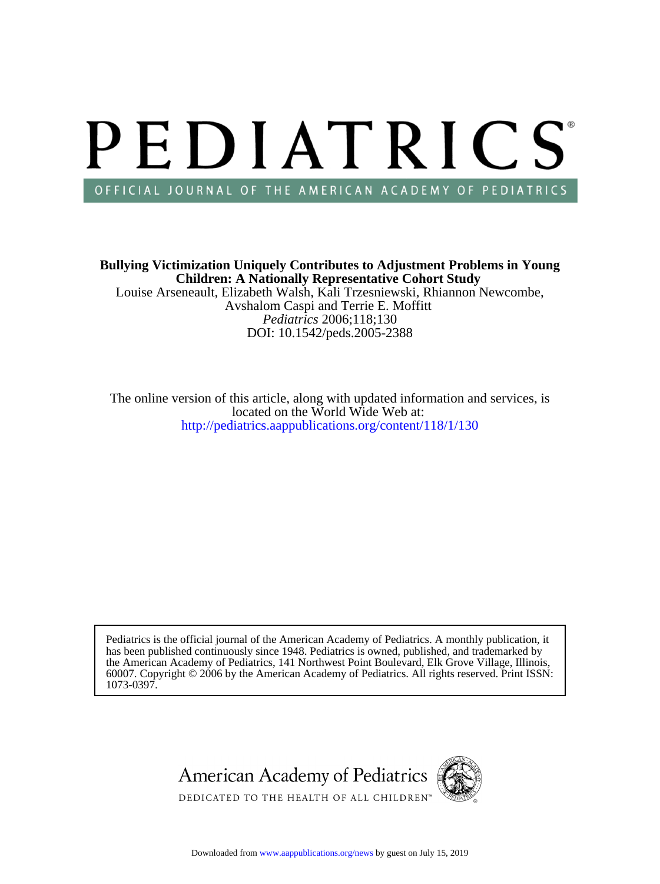# PEDIATRICS®

OFFICIAL JOURNAL OF THE AMERICAN ACADEMY OF PEDIATRICS

**Bullying Victimization Uniquely Contributes to Adjustment Problems in Young Children: A Nationally Representative Cohort Study**

Louise Arseneault, Elizabeth Walsh, Kali Trzesniewski, Rhiannon Newcombe, Avshalom Caspi and Terrie E. Moffitt

*Pediatrics* 2006;118;130

DOI: 10.1542/peds.2005-2388

The online version of this article, along with updated information and services, is located on the World Wide Web at:

http://pediatrics.aappublications.org/content/118/1/130

Pediatrics is the official journal of the American Academy of Pediatrics. A monthly publication, it has been published continuously since 1948. Pediatrics is owned, published, and trademarked by the American Academy of Pediatrics, 141 Northwest Point Boulevard, Elk Grove Village, Illinois, 60007. Copyright © 2006 by the American Academy of Pediatrics. All rights reserved. Print ISSN: 1073-0397.

American Academy of Pediatrics

DEDICATED TO THE HEALTH OF ALL CHILDREN™

Downloaded from www.aappublications.org/news by guest on July 15, 2019